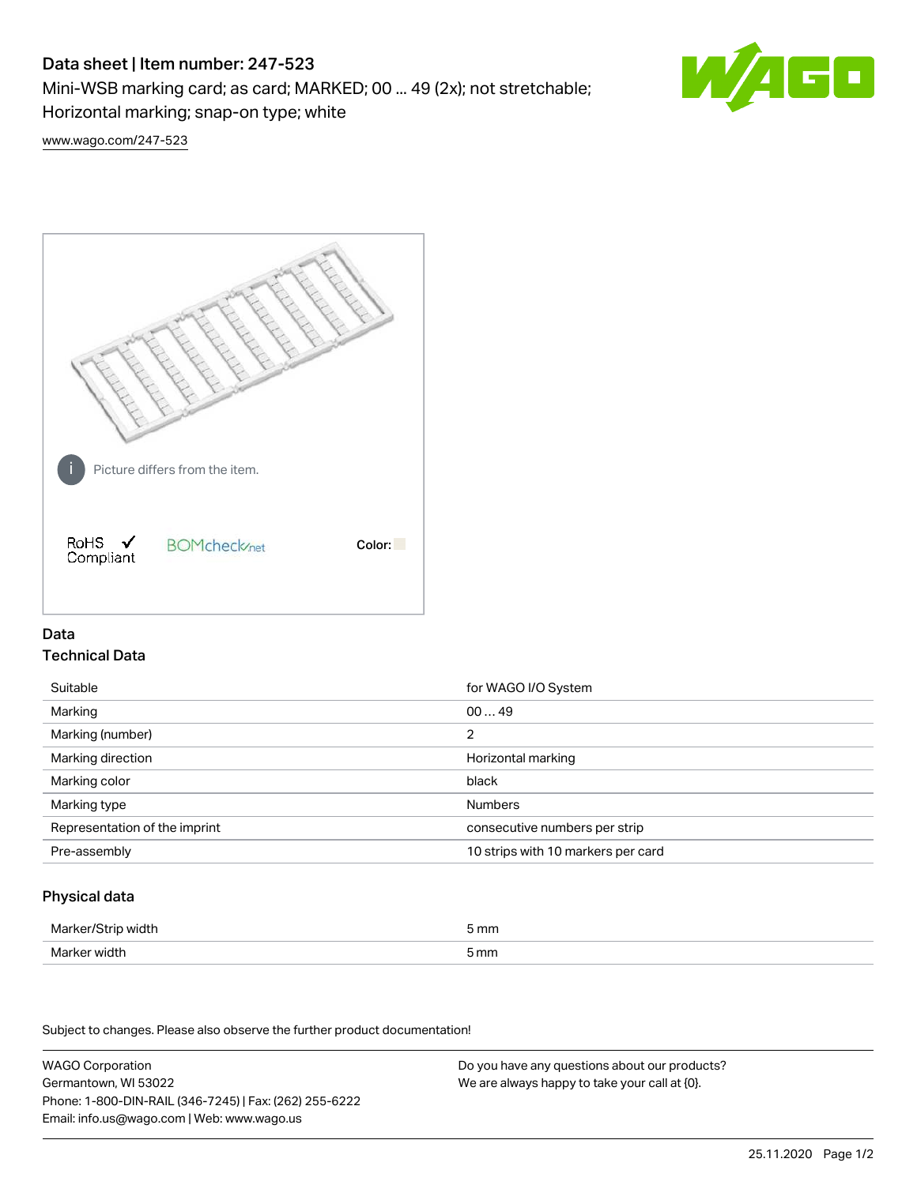# Data sheet | Item number: 247-523

Mini-WSB marking card; as card; MARKED; 00 ... 49 (2x); not stretchable; Horizontal marking; snap-on type; white

www.wago.com/247-523

Picture differs from the item.

RoHS ✓ Compliant

BOMcheck.net

Color:

## Data

### Technical Data

| | |
|---|---|
| Suitable | for WAGO I/O System |
| Marking | 00 ... 49 |
| Marking (number) | 2 |
| Marking direction | Horizontal marking |
| Marking color | black |
| Marking type | Numbers |
| Representation of the imprint | consecutive numbers per strip |
| Pre-assembly | 10 strips with 10 markers per card |

### Physical data

| | |
|---|---|
| Marker/Strip width | 5 mm |
| Marker width | 5 mm |

Subject to changes. Please also observe the further product documentation!

WAGO Corporation
Germantown, WI 53022
Phone: 1-800-DIN-RAIL (346-7245) | Fax: (262) 255-6222
Email: info.us@wago.com | Web: www.wago.us

Do you have any questions about our products?
We are always happy to take your call at {0}.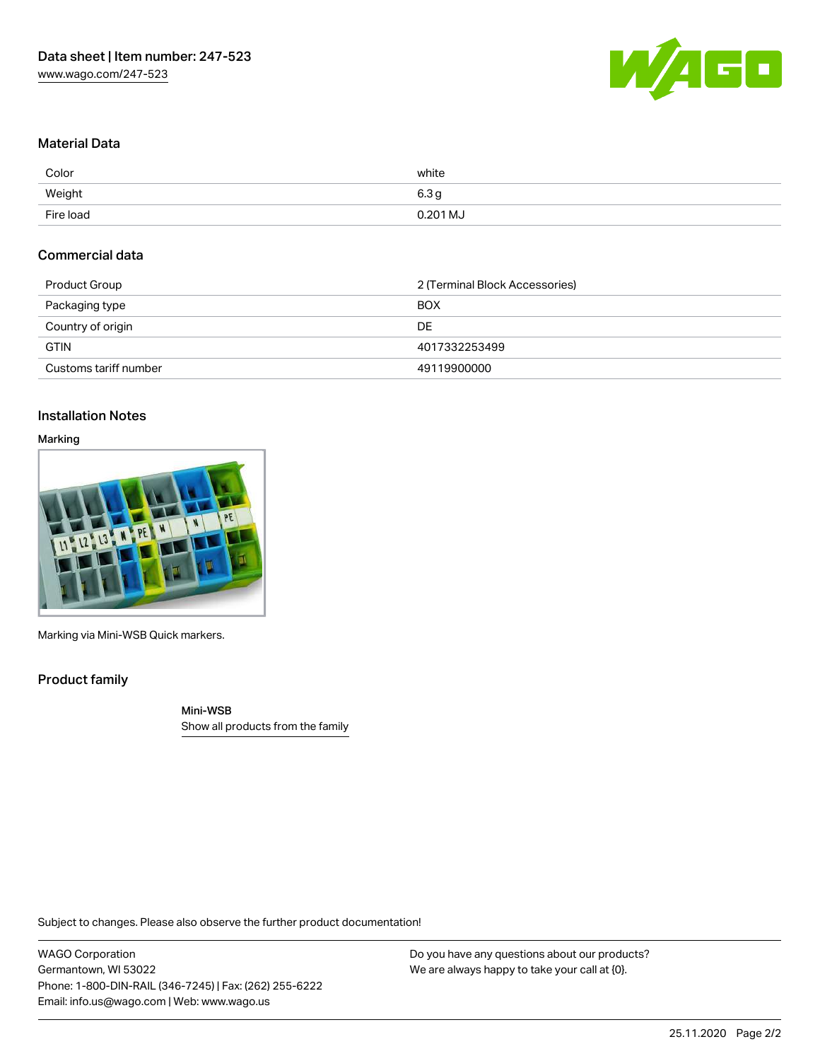Data sheet | Item number: 247-523
www.wago.com/247-523

## Material Data

| | |
|---|---|
| Color | white |
| Weight | 6.3 g |
| Fire load | 0.201 MJ |

## Commercial data

| | |
|---|---|
| Product Group | 2 (Terminal Block Accessories) |
| Packaging type | BOX |
| Country of origin | DE |
| GTIN | 4017332253499 |
| Customs tariff number | 49119900000 |

## Installation Notes

### Marking

Marking via Mini-WSB Quick markers.

## Product family

Mini-WSB
Show all products from the family

Subject to changes. Please also observe the further product documentation!

WAGO Corporation
Germantown, WI 53022
Phone: 1-800-DIN-RAIL (346-7245) | Fax: (262) 255-6222
Email: info.us@wago.com | Web: www.wago.us

Do you have any questions about our products?
We are always happy to take your call at {0}.

25.11.2020